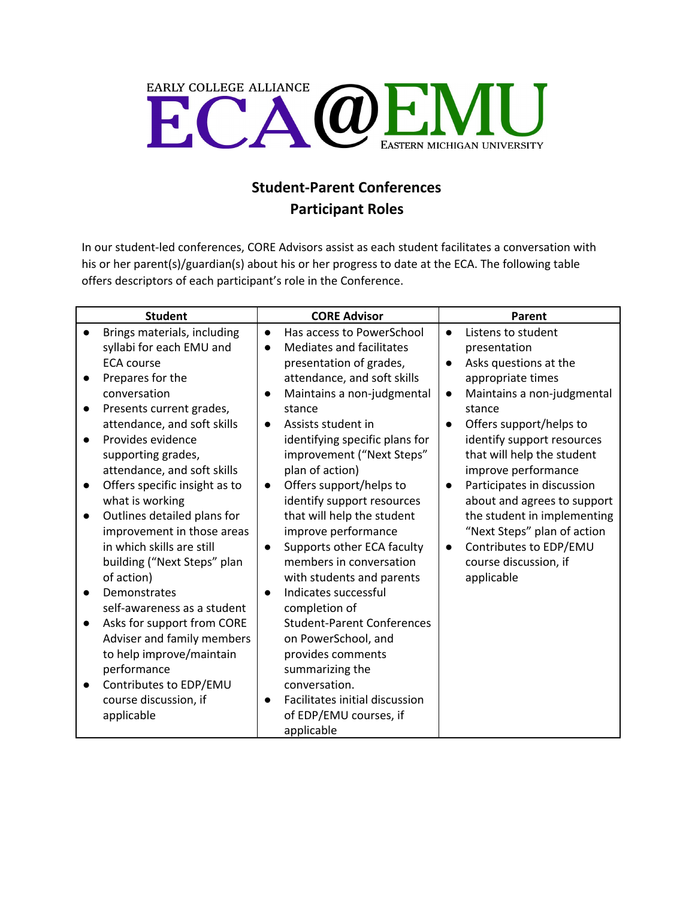EARLY COLLEGE ALLIANCE

# ECA@EMU

EASTERN MICHIGAN UNIVERSITY

## Student-Parent Conferences
## Participant Roles

In our student-led conferences, CORE Advisors assist as each student facilitates a conversation with his or her parent(s)/guardian(s) about his or her progress to date at the ECA. The following table offers descriptors of each participant's role in the Conference.

| Student | CORE Advisor | Parent |
|---|---|---|
| • Brings materials, including syllabi for each EMU and ECA course<br>• Prepares for the conversation<br>• Presents current grades, attendance, and soft skills<br>• Provides evidence supporting grades, attendance, and soft skills<br>• Offers specific insight as to what is working<br>• Outlines detailed plans for improvement in those areas in which skills are still building ("Next Steps" plan of action)<br>• Demonstrates self-awareness as a student<br>• Asks for support from CORE Adviser and family members to help improve/maintain performance<br>• Contributes to EDP/EMU course discussion, if applicable | • Has access to PowerSchool<br>• Mediates and facilitates presentation of grades, attendance, and soft skills<br>• Maintains a non-judgmental stance<br>• Assists student in identifying specific plans for improvement ("Next Steps" plan of action)<br>• Offers support/helps to identify support resources that will help the student improve performance<br>• Supports other ECA faculty members in conversation with students and parents<br>• Indicates successful completion of Student-Parent Conferences on PowerSchool, and provides comments summarizing the conversation.<br>• Facilitates initial discussion of EDP/EMU courses, if applicable | • Listens to student presentation<br>• Asks questions at the appropriate times<br>• Maintains a non-judgmental stance<br>• Offers support/helps to identify support resources that will help the student improve performance<br>• Participates in discussion about and agrees to support the student in implementing "Next Steps" plan of action<br>• Contributes to EDP/EMU course discussion, if applicable |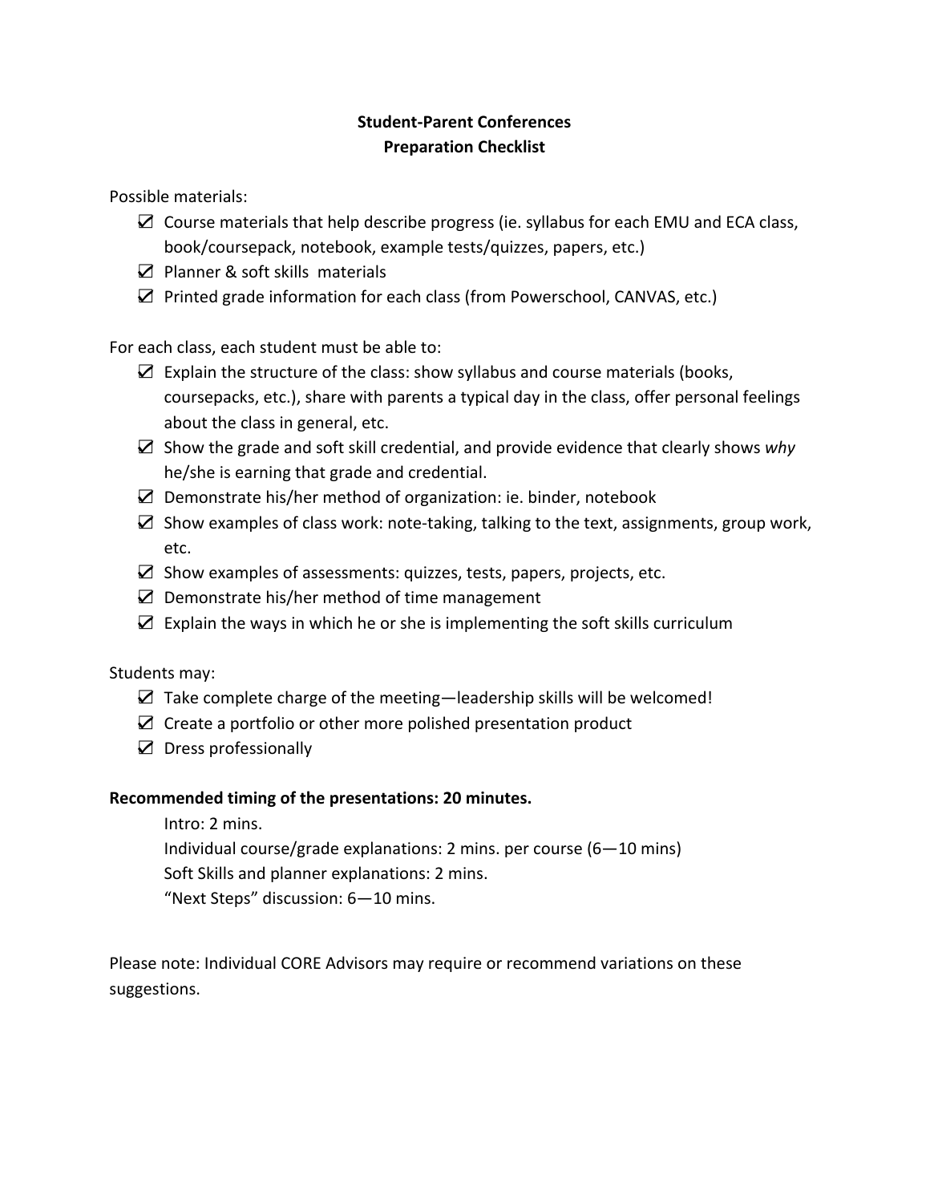**Student-Parent Conferences**
**Preparation Checklist**

Possible materials:

- ☑ Course materials that help describe progress (ie. syllabus for each EMU and ECA class, book/coursepack, notebook, example tests/quizzes, papers, etc.)
- ☑ Planner & soft skills materials
- ☑ Printed grade information for each class (from Powerschool, CANVAS, etc.)

For each class, each student must be able to:

- ☑ Explain the structure of the class: show syllabus and course materials (books, coursepacks, etc.), share with parents a typical day in the class, offer personal feelings about the class in general, etc.
- ☑ Show the grade and soft skill credential, and provide evidence that clearly shows *why* he/she is earning that grade and credential.
- ☑ Demonstrate his/her method of organization: ie. binder, notebook
- ☑ Show examples of class work: note-taking, talking to the text, assignments, group work, etc.
- ☑ Show examples of assessments: quizzes, tests, papers, projects, etc.
- ☑ Demonstrate his/her method of time management
- ☑ Explain the ways in which he or she is implementing the soft skills curriculum

Students may:

- ☑ Take complete charge of the meeting—leadership skills will be welcomed!
- ☑ Create a portfolio or other more polished presentation product
- ☑ Dress professionally

**Recommended timing of the presentations: 20 minutes.**

Intro: 2 mins.
Individual course/grade explanations: 2 mins. per course (6—10 mins)
Soft Skills and planner explanations: 2 mins.
"Next Steps" discussion: 6—10 mins.

Please note: Individual CORE Advisors may require or recommend variations on these suggestions.